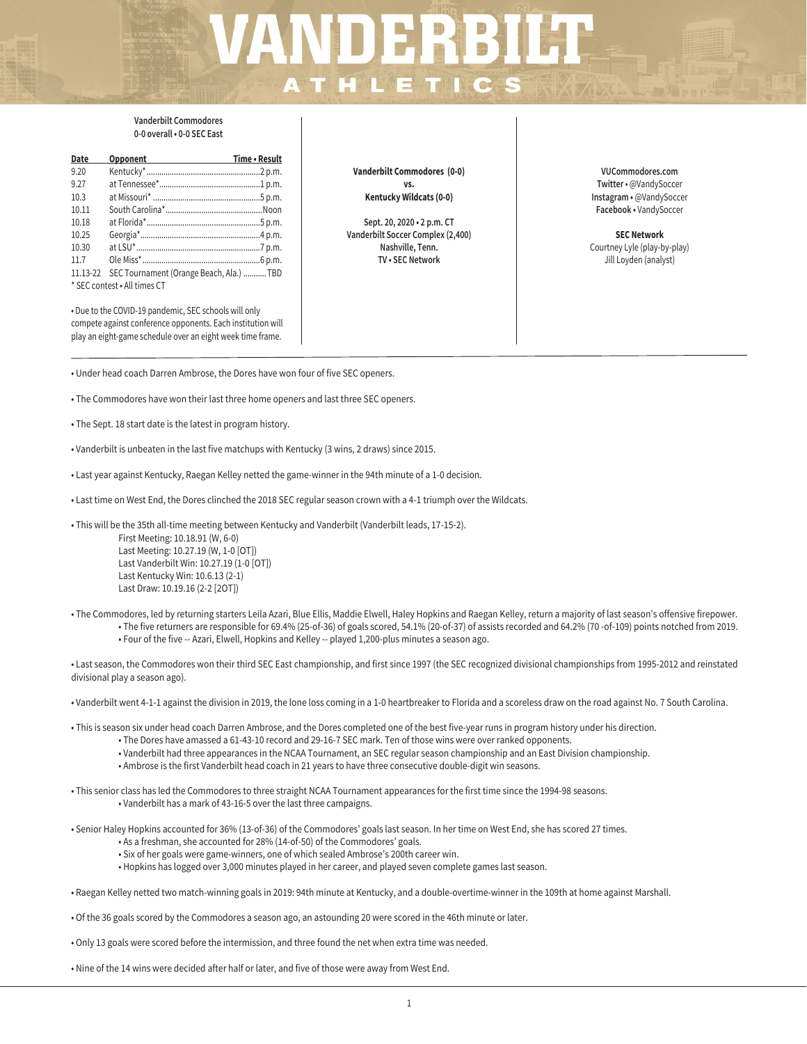# VANDERBILT ATHLETICS

**Vanderbilt Commodores**
**0-0 overall • 0-0 SEC East**

| Date | Opponent | Time • Result |
|---|---|---|
| 9.20 | Kentucky* | 2 p.m. |
| 9.27 | at Tennessee* | 1 p.m. |
| 10.3 | at Missouri* | 5 p.m. |
| 10.11 | South Carolina* | Noon |
| 10.18 | at Florida* | 5 p.m. |
| 10.25 | Georgia* | 4 p.m. |
| 10.30 | at LSU* | 7 p.m. |
| 11.7 | Ole Miss* | 6 p.m. |
| 11.13-22 | SEC Tournament (Orange Beach, Ala.) | TBD |

* SEC contest • All times CT

• Due to the COVID-19 pandemic, SEC schools will only compete against conference opponents. Each institution will play an eight-game schedule over an eight week time frame.

**Vanderbilt Commodores (0-0)**
**vs.**
**Kentucky Wildcats (0-0)**

**Sept. 20, 2020 • 2 p.m. CT**
**Vanderbilt Soccer Complex (2,400)**
**Nashville, Tenn.**
**TV • SEC Network**

**VUCommodores.com**
**Twitter** • @VandySoccer
**Instagram** • @VandySoccer
**Facebook** • VandySoccer

**SEC Network**
Courtney Lyle (play-by-play)
Jill Loyden (analyst)

---

• Under head coach Darren Ambrose, the Dores have won four of five SEC openers.

• The Commodores have won their last three home openers and last three SEC openers.

• The Sept. 18 start date is the latest in program history.

• Vanderbilt is unbeaten in the last five matchups with Kentucky (3 wins, 2 draws) since 2015.

• Last year against Kentucky, Raegan Kelley netted the game-winner in the 94th minute of a 1-0 decision.

• Last time on West End, the Dores clinched the 2018 SEC regular season crown with a 4-1 triumph over the Wildcats.

• This will be the 35th all-time meeting between Kentucky and Vanderbilt (Vanderbilt leads, 17-15-2).
  - First Meeting: 10.18.91 (W, 6-0)
  - Last Meeting: 10.27.19 (W, 1-0 [OT])
  - Last Vanderbilt Win: 10.27.19 (1-0 [OT])
  - Last Kentucky Win: 10.6.13 (2-1)
  - Last Draw: 10.19.16 (2-2 [2OT])

• The Commodores, led by returning starters Leila Azari, Blue Ellis, Maddie Elwell, Haley Hopkins and Raegan Kelley, return a majority of last season's offensive firepower.
  - • The five returners are responsible for 69.4% (25-of-36) of goals scored, 54.1% (20-of-37) of assists recorded and 64.2% (70 -of-109) points notched from 2019.
  - • Four of the five -- Azari, Elwell, Hopkins and Kelley -- played 1,200-plus minutes a season ago.

• Last season, the Commodores won their third SEC East championship, and first since 1997 (the SEC recognized divisional championships from 1995-2012 and reinstated divisional play a season ago).

• Vanderbilt went 4-1-1 against the division in 2019, the lone loss coming in a 1-0 heartbreaker to Florida and a scoreless draw on the road against No. 7 South Carolina.

• This is season six under head coach Darren Ambrose, and the Dores completed one of the best five-year runs in program history under his direction.
  - • The Dores have amassed a 61-43-10 record and 29-16-7 SEC mark. Ten of those wins were over ranked opponents.
  - • Vanderbilt had three appearances in the NCAA Tournament, an SEC regular season championship and an East Division championship.
  - • Ambrose is the first Vanderbilt head coach in 21 years to have three consecutive double-digit win seasons.

• This senior class has led the Commodores to three straight NCAA Tournament appearances for the first time since the 1994-98 seasons.
  - • Vanderbilt has a mark of 43-16-5 over the last three campaigns.

• Senior Haley Hopkins accounted for 36% (13-of-36) of the Commodores' goals last season. In her time on West End, she has scored 27 times.
  - • As a freshman, she accounted for 28% (14-of-50) of the Commodores' goals.
  - • Six of her goals were game-winners, one of which sealed Ambrose's 200th career win.
  - • Hopkins has logged over 3,000 minutes played in her career, and played seven complete games last season.

• Raegan Kelley netted two match-winning goals in 2019: 94th minute at Kentucky, and a double-overtime-winner in the 109th at home against Marshall.

• Of the 36 goals scored by the Commodores a season ago, an astounding 20 were scored in the 46th minute or later.

• Only 13 goals were scored before the intermission, and three found the net when extra time was needed.

• Nine of the 14 wins were decided after half or later, and five of those were away from West End.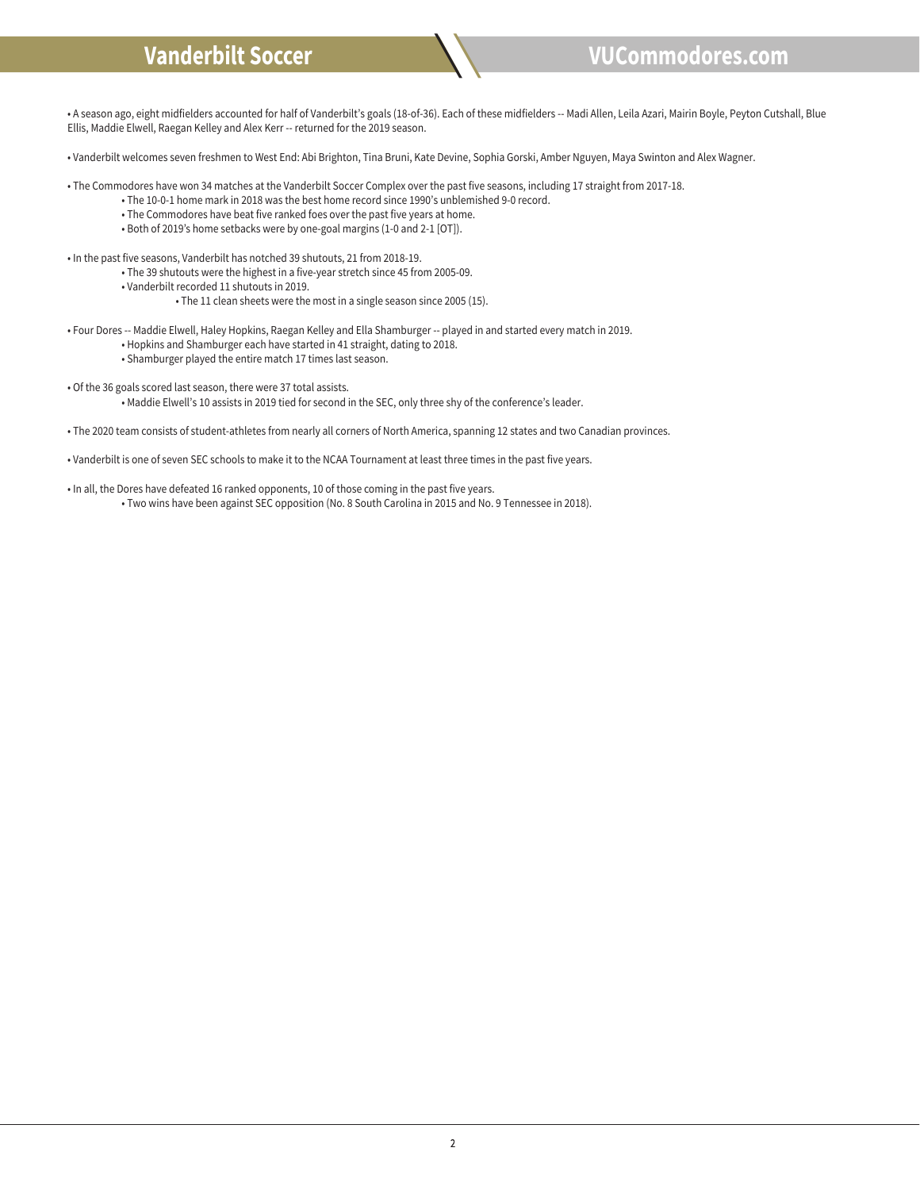- A season ago, eight midfielders accounted for half of Vanderbilt's goals (18-of-36). Each of these midfielders -- Madi Allen, Leila Azari, Mairin Boyle, Peyton Cutshall, Blue Ellis, Maddie Elwell, Raegan Kelley and Alex Kerr -- returned for the 2019 season.

- Vanderbilt welcomes seven freshmen to West End: Abi Brighton, Tina Bruni, Kate Devine, Sophia Gorski, Amber Nguyen, Maya Swinton and Alex Wagner.

- The Commodores have won 34 matches at the Vanderbilt Soccer Complex over the past five seasons, including 17 straight from 2017-18.
    - The 10-0-1 home mark in 2018 was the best home record since 1990's unblemished 9-0 record.
    - The Commodores have beat five ranked foes over the past five years at home.
    - Both of 2019's home setbacks were by one-goal margins (1-0 and 2-1 [OT]).

- In the past five seasons, Vanderbilt has notched 39 shutouts, 21 from 2018-19.
    - The 39 shutouts were the highest in a five-year stretch since 45 from 2005-09.
    - Vanderbilt recorded 11 shutouts in 2019.
        - The 11 clean sheets were the most in a single season since 2005 (15).

- Four Dores -- Maddie Elwell, Haley Hopkins, Raegan Kelley and Ella Shamburger -- played in and started every match in 2019.
    - Hopkins and Shamburger each have started in 41 straight, dating to 2018.
    - Shamburger played the entire match 17 times last season.

- Of the 36 goals scored last season, there were 37 total assists.
    - Maddie Elwell's 10 assists in 2019 tied for second in the SEC, only three shy of the conference's leader.

- The 2020 team consists of student-athletes from nearly all corners of North America, spanning 12 states and two Canadian provinces.

- Vanderbilt is one of seven SEC schools to make it to the NCAA Tournament at least three times in the past five years.

- In all, the Dores have defeated 16 ranked opponents, 10 of those coming in the past five years.
    - Two wins have been against SEC opposition (No. 8 South Carolina in 2015 and No. 9 Tennessee in 2018).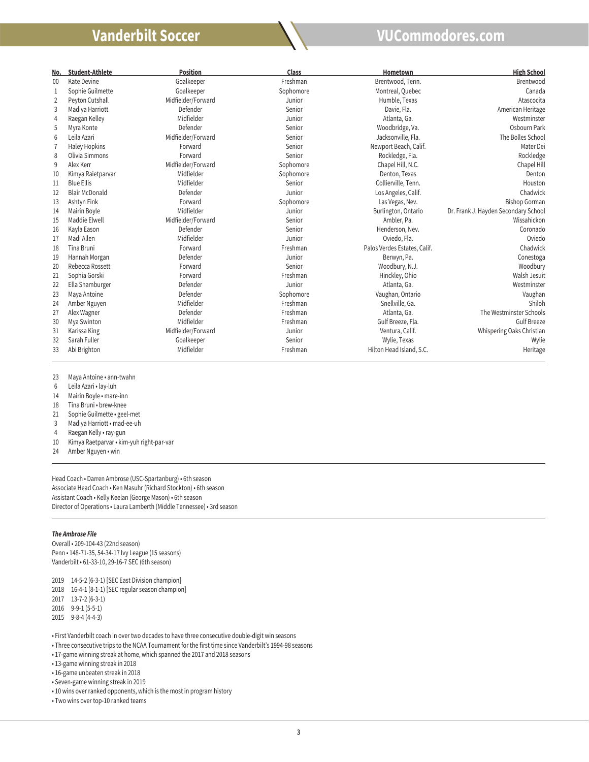| No. | Student-Athlete | Position | Class | Hometown | High School |
|---|---|---|---|---|---|
| 00 | Kate Devine | Goalkeeper | Freshman | Brentwood, Tenn. | Brentwood |
| 1 | Sophie Guilmette | Goalkeeper | Sophomore | Montreal, Quebec | Canada |
| 2 | Peyton Cutshall | Midfielder/Forward | Junior | Humble, Texas | Atascocita |
| 3 | Madiya Harriott | Defender | Senior | Davie, Fla. | American Heritage |
| 4 | Raegan Kelley | Midfielder | Junior | Atlanta, Ga. | Westminster |
| 5 | Myra Konte | Defender | Senior | Woodbridge, Va. | Osbourn Park |
| 6 | Leila Azari | Midfielder/Forward | Senior | Jacksonville, Fla. | The Bolles School |
| 7 | Haley Hopkins | Forward | Senior | Newport Beach, Calif. | Mater Dei |
| 8 | Olivia Simmons | Forward | Senior | Rockledge, Fla. | Rockledge |
| 9 | Alex Kerr | Midfielder/Forward | Sophomore | Chapel Hill, N.C. | Chapel Hill |
| 10 | Kimya Raietparvar | Midfielder | Sophomore | Denton, Texas | Denton |
| 11 | Blue Ellis | Midfielder | Senior | Collierville, Tenn. | Houston |
| 12 | Blair McDonald | Defender | Junior | Los Angeles, Calif. | Chadwick |
| 13 | Ashtyn Fink | Forward | Sophomore | Las Vegas, Nev. | Bishop Gorman |
| 14 | Mairin Boyle | Midfielder | Junior | Burlington, Ontario | Dr. Frank J. Hayden Secondary School |
| 15 | Maddie Elwell | Midfielder/Forward | Senior | Ambler, Pa. | Wissahickon |
| 16 | Kayla Eason | Defender | Senior | Henderson, Nev. | Coronado |
| 17 | Madi Allen | Midfielder | Junior | Oviedo, Fla. | Oviedo |
| 18 | Tina Bruni | Forward | Freshman | Palos Verdes Estates, Calif. | Chadwick |
| 19 | Hannah Morgan | Defender | Junior | Berwyn, Pa. | Conestoga |
| 20 | Rebecca Rossett | Forward | Senior | Woodbury, N.J. | Woodbury |
| 21 | Sophia Gorski | Forward | Freshman | Hinckley, Ohio | Walsh Jesuit |
| 22 | Ella Shamburger | Defender | Junior | Atlanta, Ga. | Westminster |
| 23 | Maya Antoine | Defender | Sophomore | Vaughan, Ontario | Vaughan |
| 24 | Amber Nguyen | Midfielder | Freshman | Snellville, Ga. | Shiloh |
| 27 | Alex Wagner | Defender | Freshman | Atlanta, Ga. | The Westminster Schools |
| 30 | Mya Swinton | Midfielder | Freshman | Gulf Breeze, Fla. | Gulf Breeze |
| 31 | Karissa King | Midfielder/Forward | Junior | Ventura, Calif. | Whispering Oaks Christian |
| 32 | Sarah Fuller | Goalkeeper | Senior | Wylie, Texas | Wylie |
| 33 | Abi Brighton | Midfielder | Freshman | Hilton Head Island, S.C. | Heritage |

23 Maya Antoine • ann-twahn
6 Leila Azari • lay-luh
14 Mairin Boyle • mare-inn
18 Tina Bruni • brew-knee
21 Sophie Guilmette • geel-met
3 Madiya Harriott • mad-ee-uh
4 Raegan Kelly • ray-gun
10 Kimya Raetparvar • kim-yuh right-par-var
24 Amber Nguyen • win

Head Coach • Darren Ambrose (USC-Spartanburg) • 6th season
Associate Head Coach • Ken Masuhr (Richard Stockton) • 6th season
Assistant Coach • Kelly Keelan (George Mason) • 6th season
Director of Operations • Laura Lamberth (Middle Tennessee) • 3rd season

***The Ambrose File***

Overall • 209-104-43 (22nd season)
Penn • 148-71-35, 54-34-17 Ivy League (15 seasons)
Vanderbilt • 61-33-10, 29-16-7 SEC (6th season)

2019 14-5-2 (6-3-1) [SEC East Division champion]
2018 16-4-1 (8-1-1) [SEC regular season champion]
2017 13-7-2 (6-3-1)
2016 9-9-1 (5-5-1)
2015 9-8-4 (4-4-3)

- First Vanderbilt coach in over two decades to have three consecutive double-digit win seasons
- Three consecutive trips to the NCAA Tournament for the first time since Vanderbilt's 1994-98 seasons
- 17-game winning streak at home, which spanned the 2017 and 2018 seasons
- 13-game winning streak in 2018
- 16-game unbeaten streak in 2018
- Seven-game winning streak in 2019
- 10 wins over ranked opponents, which is the most in program history
- Two wins over top-10 ranked teams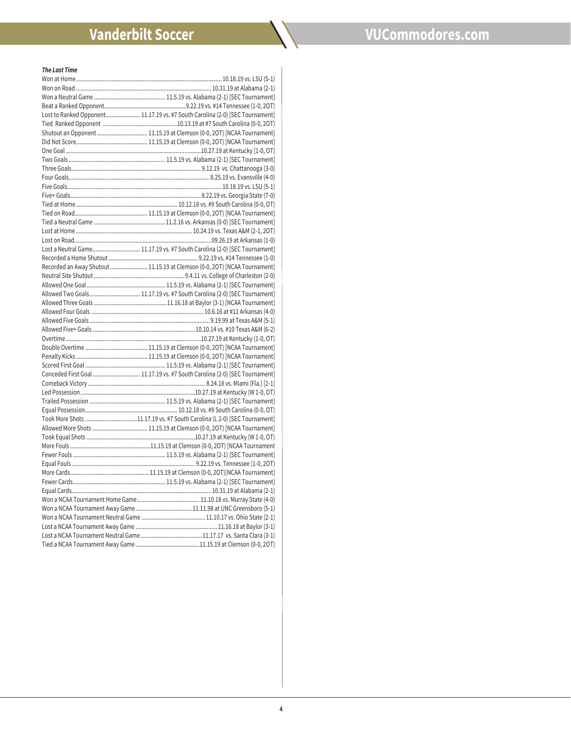***The Last Time***

| | |
|---|---|
| Won at Home | 10.18.19 vs. LSU (5-1) |
| Won on Road | 10.31.19 at Alabama (2-1) |
| Won a Neutral Game | 11.5.19 vs. Alabama (2-1) [SEC Tournament] |
| Beat a Ranked Opponent | 9.22.19 vs. #14 Tennessee (1-0, 2OT) |
| Lost to Ranked Opponent | 11.17.19 vs. #7 South Carolina (2-0) [SEC Tournament] |
| Tied Ranked Opponent | 10.13.19 at #7 South Carolina (0-0, 2OT) |
| Shutout an Opponent | 11.15.19 at Clemson (0-0, 2OT) [NCAA Tournament] |
| Did Not Score | 11.15.19 at Clemson (0-0, 2OT) [NCAA Tournament] |
| One Goal | 10.27.19 at Kentucky (1-0, OT) |
| Two Goals | 11.5.19 vs. Alabama (2-1) [SEC Tournament] |
| Three Goals | 9.12.19 vs. Chattanooga (3-0) |
| Four Goals | 8.25.19 vs. Evansville (4-0) |
| Five Goals | 10.18.19 vs. LSU (5-1) |
| Five+ Goals | 8.22.19 vs. Georgia State (7-0) |
| Tied at Home | 10.12.18 vs. #9 South Carolina (0-0, OT) |
| Tied on Road | 11.15.19 at Clemson (0-0, 2OT) [NCAA Tournament] |
| Tied a Neutral Game | 11.2.16 vs. Arkansas (0-0) [SEC Tournament] |
| Lost at Home | 10.24.19 vs. Texas A&M (2-1, 2OT) |
| Lost on Road | 09.26.19 at Arkansas (1-0) |
| Lost a Neutral Game | 11.17.19 vs. #7 South Carolina (2-0) [SEC Tournament] |
| Recorded a Home Shutout | 9.22.19 vs. #14 Tennessee (1-0) |
| Recorded an Away Shutout | 11.15.19 at Clemson (0-0, 2OT) [NCAA Tournament] |
| Neutral Site Shutout | 9.4.11 vs. College of Charleston (2-0) |
| Allowed One Goal | 11.5.19 vs. Alabama (2-1) [SEC Tournament] |
| Allowed Two Goals | 11.17.19 vs. #7 South Carolina (2-0) [SEC Tournament] |
| Allowed Three Goals | 11.16.18 at Baylor (3-1) [NCAA Tournament] |
| Allowed Four Goals | 10.6.16 at #11 Arkansas (4-0) |
| Allowed Five Goals | 9.19.99 at Texas A&M (5-1) |
| Allowed Five+ Goals | 10.10.14 vs. #10 Texas A&M (6-2) |
| Overtime | 10.27.19 at Kentucky (1-0, OT) |
| Double Overtime | 11.15.19 at Clemson (0-0, 2OT) [NCAA Tournament] |
| Penalty Kicks | 11.15.19 at Clemson (0-0, 2OT) [NCAA Tournament] |
| Scored First Goal | 11.5.19 vs. Alabama (2-1) [SEC Tournament] |
| Conceded First Goal | 11.17.19 vs. #7 South Carolina (2-0) [SEC Tournament] |
| Comeback Victory | 8.24.18 vs. Miami (Fla.) [2-1] |
| Led Possession | 10.27.19 at Kentucky (W 1-0, OT) |
| Trailed Possession | 11.5.19 vs. Alabama (2-1) [SEC Tournament] |
| Equal Possession | 10.12.18 vs. #9 South Carolina (0-0, OT) |
| Took More Shots | 11.17.19 vs. #7 South Carolina (L 2-0) [SEC Tournament] |
| Allowed More Shots | 11.15.19 at Clemson (0-0, 2OT) [NCAA Tournament] |
| Took Equal Shots | 10.27.19 at Kentucky (W 1-0, OT) |
| More Fouls | 11.15.19 at Clemson (0-0, 2OT) [NCAA Tournament |
| Fewer Fouls | 11.5.19 vs. Alabama (2-1) [SEC Tournament] |
| Equal Fouls | 9.22.19 vs. Tennessee (1-0, 2OT) |
| More Cards | 11.15.19 at Clemson (0-0, 2OT)[NCAA Tournament] |
| Fewer Cards | 11.5.19 vs. Alabama (2-1) [SEC Tournament] |
| Equal Cards | 10.31.19 at Alabama (2-1) |
| Won a NCAA Tournament Home Game | 11.10.18 vs. Murray State (4-0) |
| Won a NCAA Tournament Away Game | 11.11.98 at UNC Greensboro (5-1) |
| Won a NCAA Tournament Neutral Game | 11.10.17 vs. Ohio State (2-1) |
| Lost a NCAA Tournament Away Game | 11.16.18 at Baylor (3-1) |
| Lost a NCAA Tournament Neutral Game | 11.17.17 vs. Santa Clara (3-1) |
| Tied a NCAA Tournament Away Game | 11.15.19 at Clemson (0-0, 2OT) |